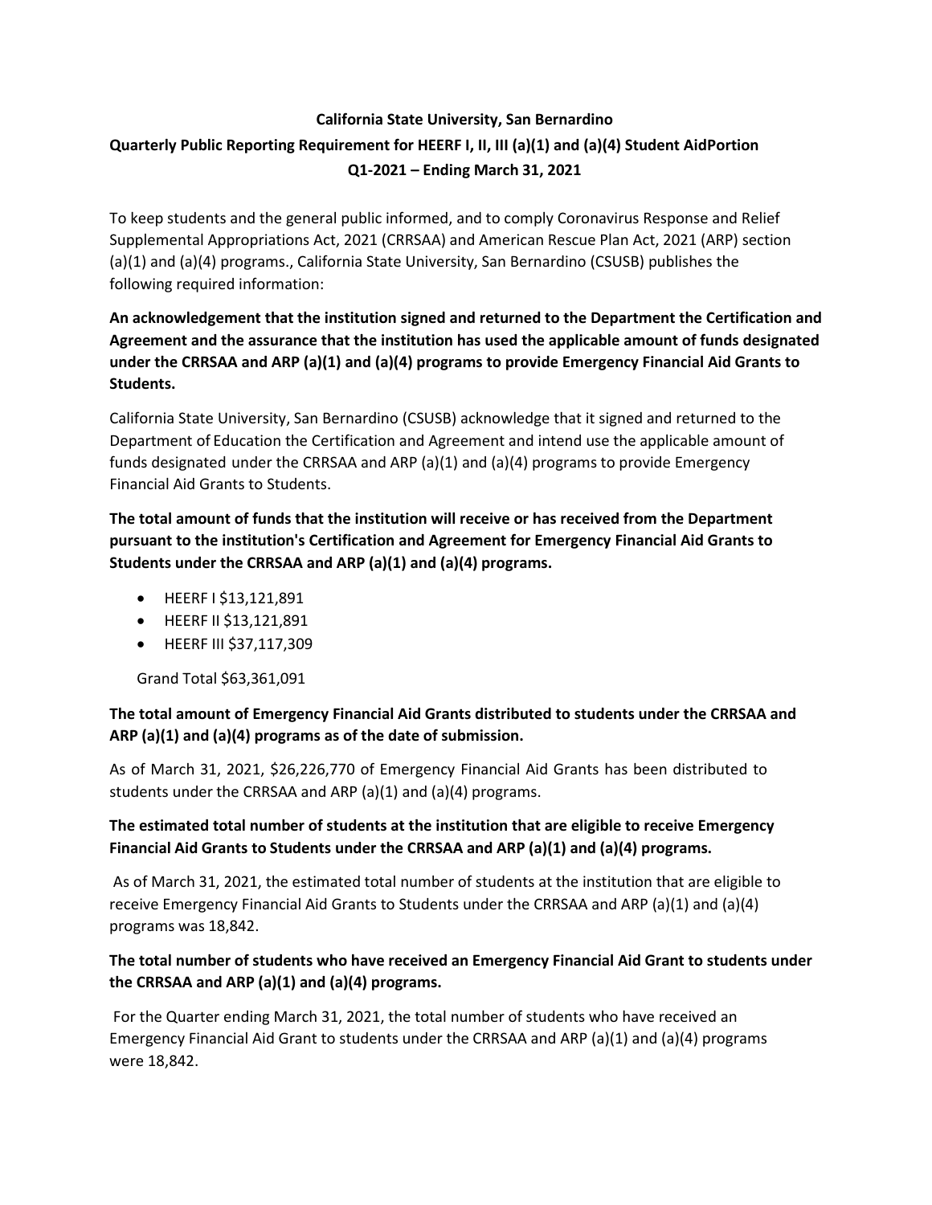**California State University, San Bernardino**

**Quarterly Public Reporting Requirement for HEERF I, II, III (a)(1) and (a)(4) Student AidPortion**

**Q1-2021 – Ending March 31, 2021**

To keep students and the general public informed, and to comply Coronavirus Response and Relief Supplemental Appropriations Act, 2021 (CRRSAA) and American Rescue Plan Act, 2021 (ARP) section (a)(1) and (a)(4) programs., California State University, San Bernardino (CSUSB) publishes the following required information:

**An acknowledgement that the institution signed and returned to the Department the Certification and Agreement and the assurance that the institution has used the applicable amount of funds designated under the CRRSAA and ARP (a)(1) and (a)(4) programs to provide Emergency Financial Aid Grants to Students.**

California State University, San Bernardino (CSUSB) acknowledge that it signed and returned to the Department of Education the Certification and Agreement and intend use the applicable amount of funds designated under the CRRSAA and ARP (a)(1) and (a)(4) programs to provide Emergency Financial Aid Grants to Students.

**The total amount of funds that the institution will receive or has received from the Department pursuant to the institution's Certification and Agreement for Emergency Financial Aid Grants to Students under the CRRSAA and ARP (a)(1) and (a)(4) programs.**

- HEERF I $13,121,891
- HEERF II $13,121,891
- HEERF III $37,117,309

Grand Total $63,361,091

**The total amount of Emergency Financial Aid Grants distributed to students under the CRRSAA and ARP (a)(1) and (a)(4) programs as of the date of submission.**

As of March 31, 2021, $26,226,770 of Emergency Financial Aid Grants has been distributed to students under the CRRSAA and ARP (a)(1) and (a)(4) programs.

**The estimated total number of students at the institution that are eligible to receive Emergency Financial Aid Grants to Students under the CRRSAA and ARP (a)(1) and (a)(4) programs.**

As of March 31, 2021, the estimated total number of students at the institution that are eligible to receive Emergency Financial Aid Grants to Students under the CRRSAA and ARP (a)(1) and (a)(4) programs was 18,842.

**The total number of students who have received an Emergency Financial Aid Grant to students under the CRRSAA and ARP (a)(1) and (a)(4) programs.**

For the Quarter ending March 31, 2021, the total number of students who have received an Emergency Financial Aid Grant to students under the CRRSAA and ARP (a)(1) and (a)(4) programs were 18,842.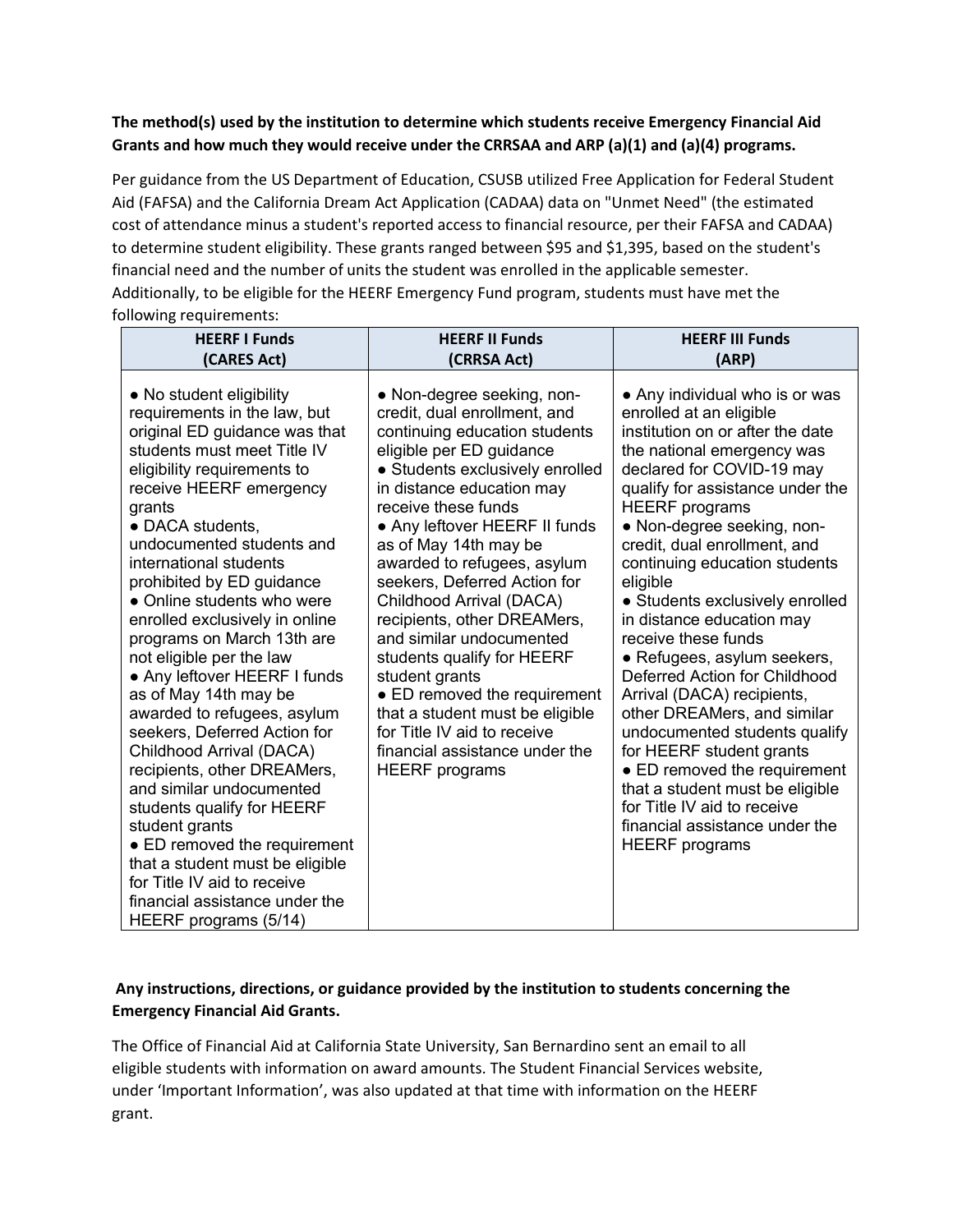**The method(s) used by the institution to determine which students receive Emergency Financial Aid Grants and how much they would receive under the CRRSAA and ARP (a)(1) and (a)(4) programs.**

Per guidance from the US Department of Education, CSUSB utilized Free Application for Federal Student Aid (FAFSA) and the California Dream Act Application (CADAA) data on "Unmet Need" (the estimated cost of attendance minus a student's reported access to financial resource, per their FAFSA and CADAA) to determine student eligibility. These grants ranged between $95 and $1,395, based on the student's financial need and the number of units the student was enrolled in the applicable semester. Additionally, to be eligible for the HEERF Emergency Fund program, students must have met the following requirements:

| HEERF I Funds (CARES Act) | HEERF II Funds (CRRSA Act) | HEERF III Funds (ARP) |
|---|---|---|
| ● No student eligibility requirements in the law, but original ED guidance was that students must meet Title IV eligibility requirements to receive HEERF emergency grants<br>● DACA students, undocumented students and international students prohibited by ED guidance<br>● Online students who were enrolled exclusively in online programs on March 13th are not eligible per the law<br>● Any leftover HEERF I funds as of May 14th may be awarded to refugees, asylum seekers, Deferred Action for Childhood Arrival (DACA) recipients, other DREAMers, and similar undocumented students qualify for HEERF student grants<br>● ED removed the requirement that a student must be eligible for Title IV aid to receive financial assistance under the HEERF programs (5/14) | ● Non-degree seeking, non-credit, dual enrollment, and continuing education students eligible per ED guidance<br>● Students exclusively enrolled in distance education may receive these funds<br>● Any leftover HEERF II funds as of May 14th may be awarded to refugees, asylum seekers, Deferred Action for Childhood Arrival (DACA) recipients, other DREAMers, and similar undocumented students qualify for HEERF student grants<br>● ED removed the requirement that a student must be eligible for Title IV aid to receive financial assistance under the HEERF programs | ● Any individual who is or was enrolled at an eligible institution on or after the date the national emergency was declared for COVID-19 may qualify for assistance under the HEERF programs<br>● Non-degree seeking, non-credit, dual enrollment, and continuing education students eligible<br>● Students exclusively enrolled in distance education may receive these funds<br>● Refugees, asylum seekers, Deferred Action for Childhood Arrival (DACA) recipients, other DREAMers, and similar undocumented students qualify for HEERF student grants<br>● ED removed the requirement that a student must be eligible for Title IV aid to receive financial assistance under the HEERF programs |

**Any instructions, directions, or guidance provided by the institution to students concerning the Emergency Financial Aid Grants.**

The Office of Financial Aid at California State University, San Bernardino sent an email to all eligible students with information on award amounts. The Student Financial Services website, under 'Important Information', was also updated at that time with information on the HEERF grant.